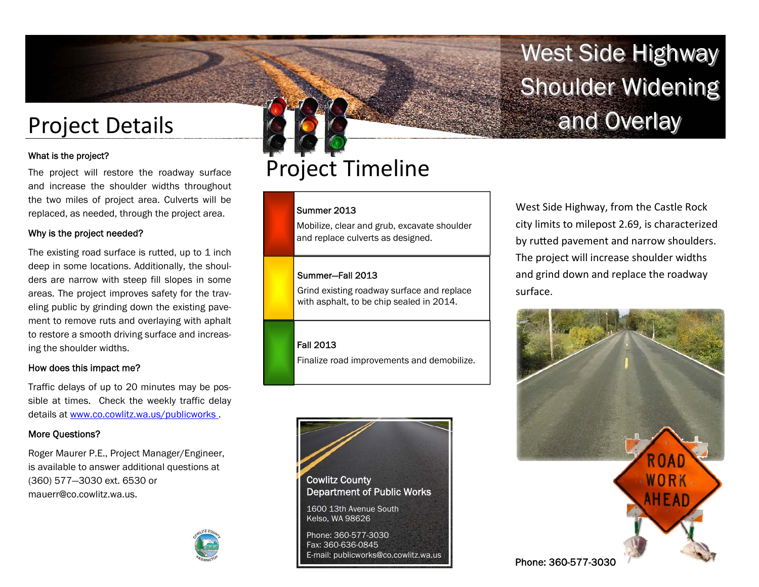# West Side Highway Shoulder Widening and Overlay

## Project Details

**What is the project?**

The project will restore the roadway surface and increase the shoulder widths throughout the two miles of project area. Culverts will be replaced, as needed, through the project area.

**Why is the project needed?**

The existing road surface is rutted, up to 1 inch deep in some locations. Additionally, the shoulders are narrow with steep fill slopes in some areas. The project improves safety for the traveling public by grinding down the existing pavement to remove ruts and overlaying with aphalt to restore a smooth driving surface and increasing the shoulder widths.

**How does this impact me?**

Traffic delays of up to 20 minutes may be possible at times. Check the weekly traffic delay details at www.co.cowlitz.wa.us/publicworks .

**More Questions?**

Roger Maurer P.E., Project Manager/Engineer, is available to answer additional questions at (360) 577—3030 ext. 6530 or mauerr@co.cowlitz.wa.us.

## Project Timeline

**Summer 2013**

Mobilize, clear and grub, excavate shoulder and replace culverts as designed.

**Summer—Fall 2013**

Grind existing roadway surface and replace with asphalt, to be chip sealed in 2014.

**Fall 2013**

Finalize road improvements and demobilize.

**Cowlitz County Department of Public Works**

1600 13th Avenue South
Kelso, WA 98626

Phone: 360-577-3030
Fax: 360-636-0845
E-mail: publicworks@co.cowlitz.wa.us

West Side Highway, from the Castle Rock city limits to milepost 2.69, is characterized by rutted pavement and narrow shoulders. The project will increase shoulder widths and grind down and replace the roadway surface.

Phone: 360-577-3030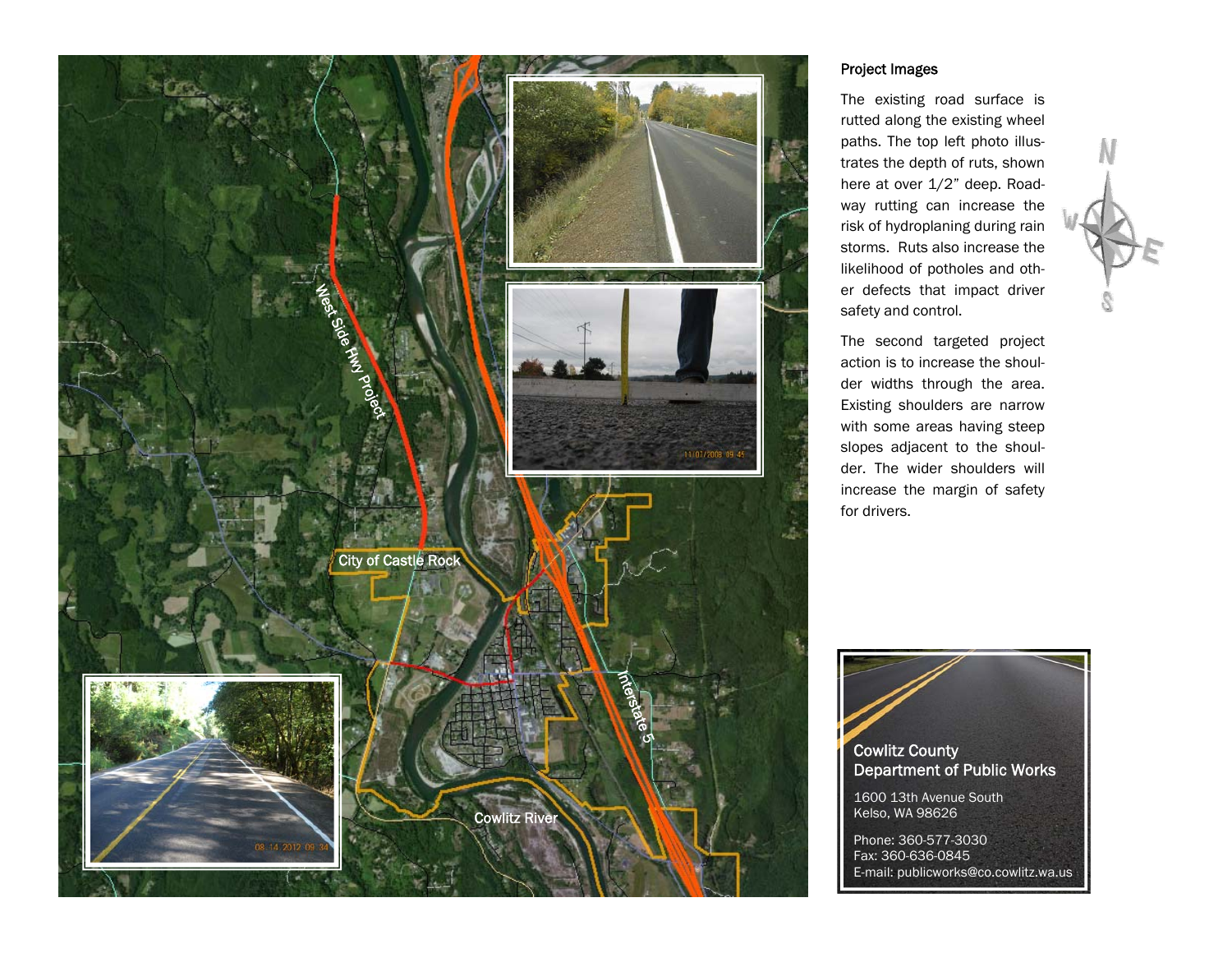## Project Images

The existing road surface is rutted along the existing wheel paths. The top left photo illustrates the depth of ruts, shown here at over 1/2" deep. Roadway rutting can increase the risk of hydroplaning during rain storms. Ruts also increase the likelihood of potholes and other defects that impact driver safety and control.

The second targeted project action is to increase the shoulder widths through the area. Existing shoulders are narrow with some areas having steep slopes adjacent to the shoulder. The wider shoulders will increase the margin of safety for drivers.

**Cowlitz County**
**Department of Public Works**

1600 13th Avenue South
Kelso, WA 98626

Phone: 360-577-3030
Fax: 360-636-0845
E-mail: publicworks@co.cowlitz.wa.us